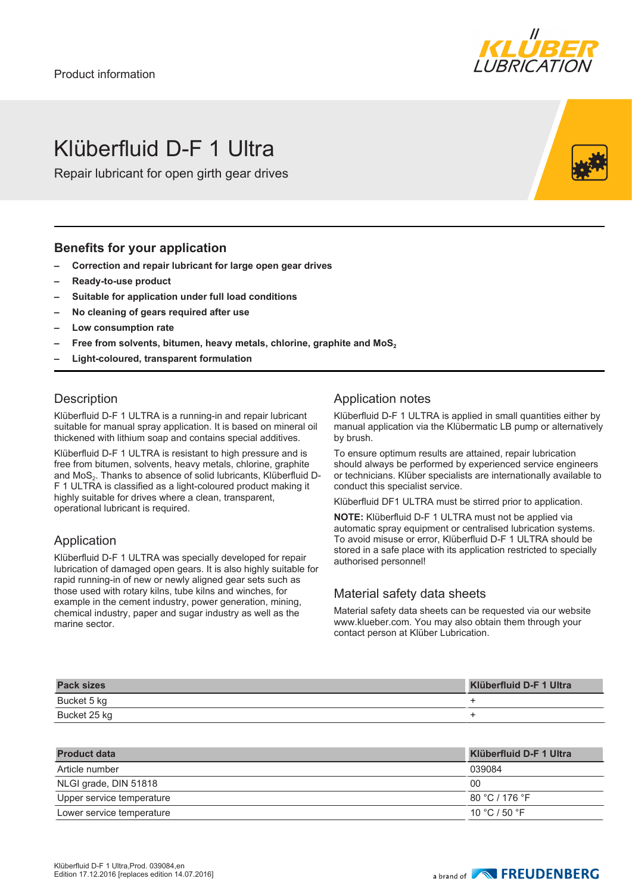Product information

# Klüberfluid D-F 1 Ultra

Repair lubricant for open girth gear drives

## Benefits for your application

- **Correction and repair lubricant for large open gear drives**
- **Ready-to-use product**
- **Suitable for application under full load conditions**
- **No cleaning of gears required after use**
- **Low consumption rate**
- **Free from solvents, bitumen, heavy metals, chlorine, graphite and $MoS_2$**
- **Light-coloured, transparent formulation**

## Description

Klüberfluid D-F 1 ULTRA is a running-in and repair lubricant suitable for manual spray application. It is based on mineral oil thickened with lithium soap and contains special additives.

Klüberfluid D-F 1 ULTRA is resistant to high pressure and is free from bitumen, solvents, heavy metals, chlorine, graphite and $MoS_2$. Thanks to absence of solid lubricants, Klüberfluid D-F 1 ULTRA is classified as a light-coloured product making it highly suitable for drives where a clean, transparent, operational lubricant is required.

## Application

Klüberfluid D-F 1 ULTRA was specially developed for repair lubrication of damaged open gears. It is also highly suitable for rapid running-in of new or newly aligned gear sets such as those used with rotary kilns, tube kilns and winches, for example in the cement industry, power generation, mining, chemical industry, paper and sugar industry as well as the marine sector.

## Application notes

Klüberfluid D-F 1 ULTRA is applied in small quantities either by manual application via the Klübermatic LB pump or alternatively by brush.

To ensure optimum results are attained, repair lubrication should always be performed by experienced service engineers or technicians. Klüber specialists are internationally available to conduct this specialist service.

Klüberfluid DF1 ULTRA must be stirred prior to application.

**NOTE:** Klüberfluid D-F 1 ULTRA must not be applied via automatic spray equipment or centralised lubrication systems. To avoid misuse or error, Klüberfluid D-F 1 ULTRA should be stored in a safe place with its application restricted to specially authorised personnel!

## Material safety data sheets

Material safety data sheets can be requested via our website www.klueber.com. You may also obtain them through your contact person at Klüber Lubrication.

| Pack sizes | Klüberfluid D-F 1 Ultra |
|---|---|
| Bucket 5 kg | + |
| Bucket 25 kg | + |

| Product data | Klüberfluid D-F 1 Ultra |
|---|---|
| Article number | 039084 |
| NLGI grade, DIN 51818 | 00 |
| Upper service temperature | 80 °C / 176 °F |
| Lower service temperature | 10 °C / 50 °F |

Klüberfluid D-F 1 Ultra,Prod. 039084,en
Edition 17.12.2016 [replaces edition 14.07.2016]

a brand of FREUDENBERG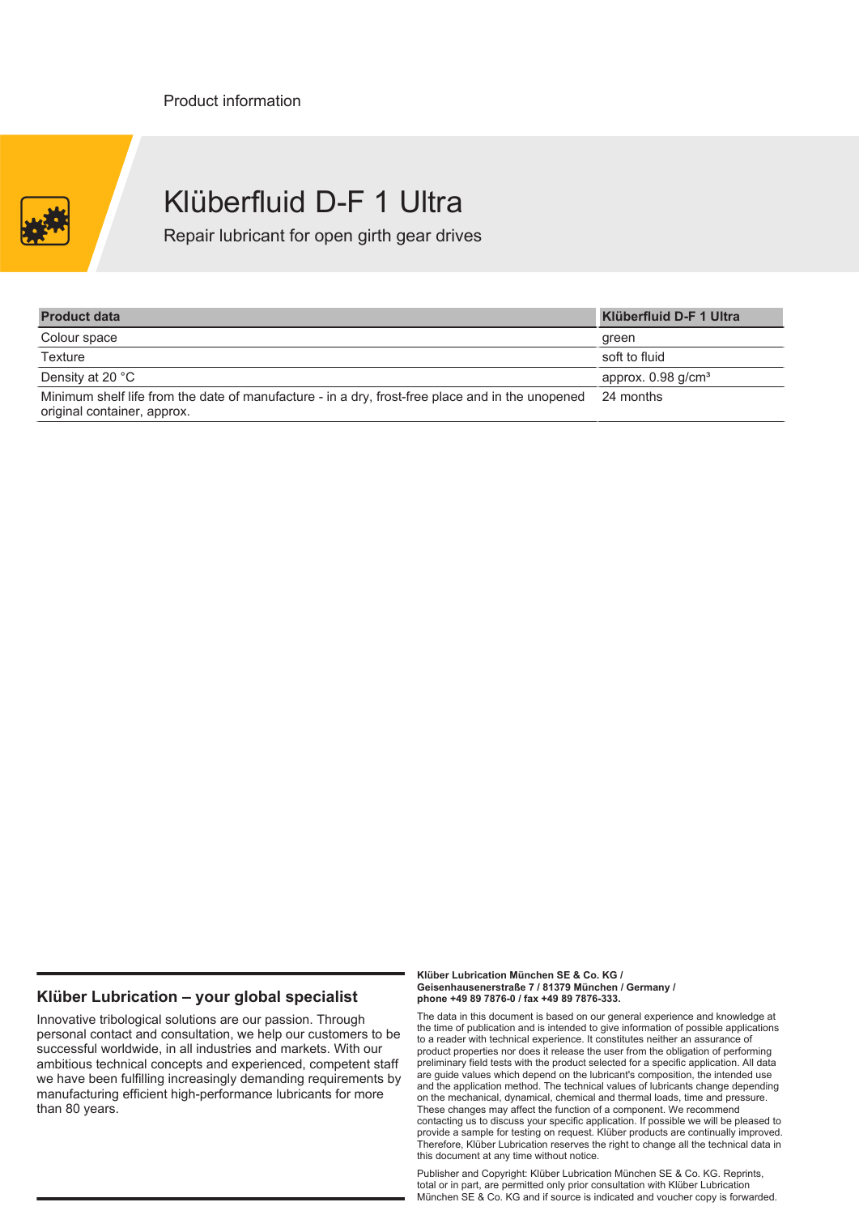Product information

# Klüberfluid D-F 1 Ultra

Repair lubricant for open girth gear drives

| Product data | Klüberfluid D-F 1 Ultra |
|---|---|
| Colour space | green |
| Texture | soft to fluid |
| Density at 20 °C | approx. 0.98 g/cm³ |
| Minimum shelf life from the date of manufacture - in a dry, frost-free place and in the unopened original container, approx. | 24 months |

## Klüber Lubrication – your global specialist

Innovative tribological solutions are our passion. Through personal contact and consultation, we help our customers to be successful worldwide, in all industries and markets. With our ambitious technical concepts and experienced, competent staff we have been fulfilling increasingly demanding requirements by manufacturing efficient high-performance lubricants for more than 80 years.

**Klüber Lubrication München SE & Co. KG / Geisenhausenerstraße 7 / 81379 München / Germany / phone +49 89 7876-0 / fax +49 89 7876-333.**

The data in this document is based on our general experience and knowledge at the time of publication and is intended to give information of possible applications to a reader with technical experience. It constitutes neither an assurance of product properties nor does it release the user from the obligation of performing preliminary field tests with the product selected for a specific application. All data are guide values which depend on the lubricant's composition, the intended use and the application method. The technical values of lubricants change depending on the mechanical, dynamical, chemical and thermal loads, time and pressure. These changes may affect the function of a component. We recommend contacting us to discuss your specific application. If possible we will be pleased to provide a sample for testing on request. Klüber products are continually improved. Therefore, Klüber Lubrication reserves the right to change all the technical data in this document at any time without notice.

Publisher and Copyright: Klüber Lubrication München SE & Co. KG. Reprints, total or in part, are permitted only prior consultation with Klüber Lubrication München SE & Co. KG and if source is indicated and voucher copy is forwarded.